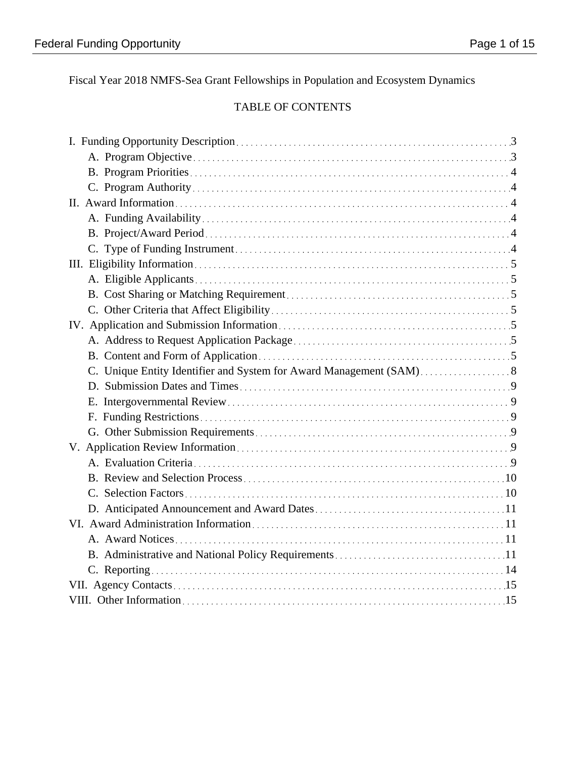Fiscal Year 2018 NMFS-Sea Grant Fellowships in Population and Ecosystem Dynamics

TABLE OF CONTENTS

I. Funding Opportunity Description . . . . . . . . . . 3
- A. Program Objective . . . . . . . . . . 3
- B. Program Priorities . . . . . . . . . . 4
- C. Program Authority . . . . . . . . . . 4

II. Award Information . . . . . . . . . . 4
- A. Funding Availability . . . . . . . . . . 4
- B. Project/Award Period . . . . . . . . . . 4
- C. Type of Funding Instrument . . . . . . . . . . 4

III. Eligibility Information . . . . . . . . . . 5
- A. Eligible Applicants . . . . . . . . . . 5
- B. Cost Sharing or Matching Requirement . . . . . . . . . . 5
- C. Other Criteria that Affect Eligibility . . . . . . . . . . 5

IV. Application and Submission Information . . . . . . . . . . 5
- A. Address to Request Application Package . . . . . . . . . . 5
- B. Content and Form of Application . . . . . . . . . . 5
- C. Unique Entity Identifier and System for Award Management (SAM) . . . . . . . . . . 8
- D. Submission Dates and Times . . . . . . . . . . 9
- E. Intergovernmental Review . . . . . . . . . . 9
- F. Funding Restrictions . . . . . . . . . . 9
- G. Other Submission Requirements . . . . . . . . . . 9

V. Application Review Information . . . . . . . . . . 9
- A. Evaluation Criteria . . . . . . . . . . 9
- B. Review and Selection Process . . . . . . . . . . 10
- C. Selection Factors . . . . . . . . . . 10
- D. Anticipated Announcement and Award Dates . . . . . . . . . . 11

VI. Award Administration Information . . . . . . . . . . 11
- A. Award Notices . . . . . . . . . . 11
- B. Administrative and National Policy Requirements . . . . . . . . . . 11
- C. Reporting . . . . . . . . . . 14

VII. Agency Contacts . . . . . . . . . . 15

VIII. Other Information . . . . . . . . . . 15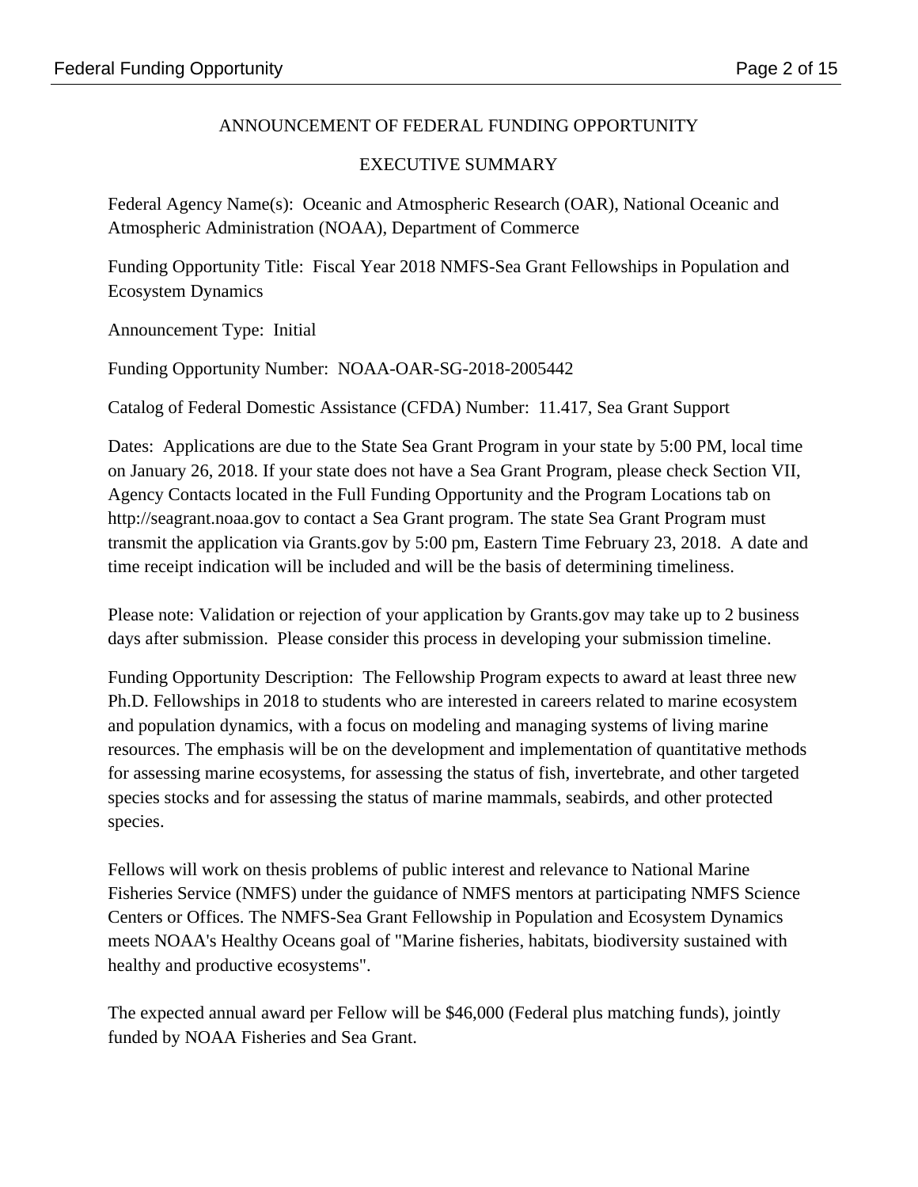# ANNOUNCEMENT OF FEDERAL FUNDING OPPORTUNITY

## EXECUTIVE SUMMARY

Federal Agency Name(s): Oceanic and Atmospheric Research (OAR), National Oceanic and Atmospheric Administration (NOAA), Department of Commerce

Funding Opportunity Title: Fiscal Year 2018 NMFS-Sea Grant Fellowships in Population and Ecosystem Dynamics

Announcement Type: Initial

Funding Opportunity Number: NOAA-OAR-SG-2018-2005442

Catalog of Federal Domestic Assistance (CFDA) Number: 11.417, Sea Grant Support

Dates: Applications are due to the State Sea Grant Program in your state by 5:00 PM, local time on January 26, 2018. If your state does not have a Sea Grant Program, please check Section VII, Agency Contacts located in the Full Funding Opportunity and the Program Locations tab on http://seagrant.noaa.gov to contact a Sea Grant program. The state Sea Grant Program must transmit the application via Grants.gov by 5:00 pm, Eastern Time February 23, 2018. A date and time receipt indication will be included and will be the basis of determining timeliness.

Please note: Validation or rejection of your application by Grants.gov may take up to 2 business days after submission. Please consider this process in developing your submission timeline.

Funding Opportunity Description: The Fellowship Program expects to award at least three new Ph.D. Fellowships in 2018 to students who are interested in careers related to marine ecosystem and population dynamics, with a focus on modeling and managing systems of living marine resources. The emphasis will be on the development and implementation of quantitative methods for assessing marine ecosystems, for assessing the status of fish, invertebrate, and other targeted species stocks and for assessing the status of marine mammals, seabirds, and other protected species.

Fellows will work on thesis problems of public interest and relevance to National Marine Fisheries Service (NMFS) under the guidance of NMFS mentors at participating NMFS Science Centers or Offices. The NMFS-Sea Grant Fellowship in Population and Ecosystem Dynamics meets NOAA's Healthy Oceans goal of "Marine fisheries, habitats, biodiversity sustained with healthy and productive ecosystems".

The expected annual award per Fellow will be $46,000 (Federal plus matching funds), jointly funded by NOAA Fisheries and Sea Grant.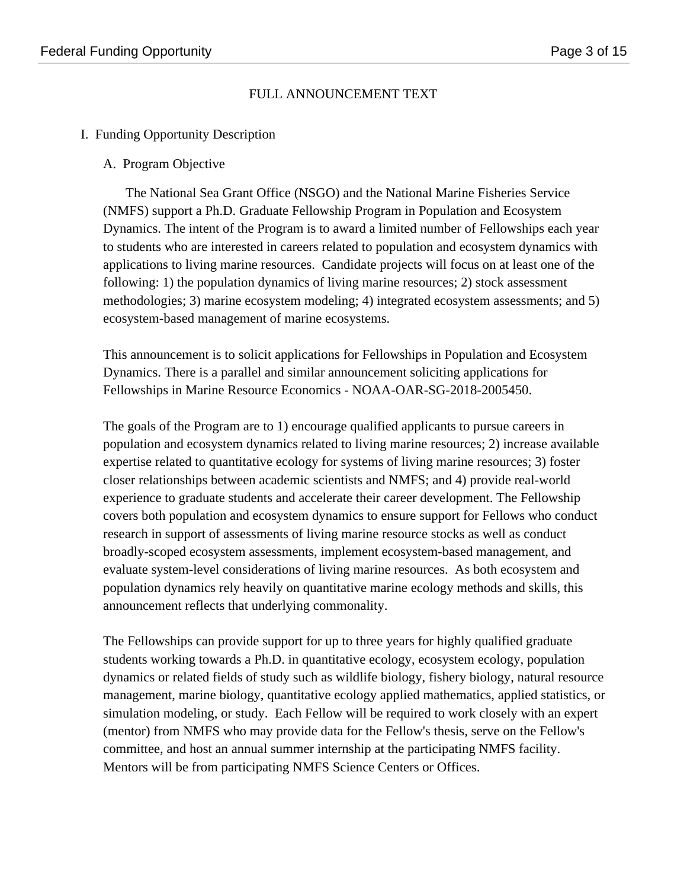FULL ANNOUNCEMENT TEXT

I. Funding Opportunity Description

A. Program Objective

The National Sea Grant Office (NSGO) and the National Marine Fisheries Service (NMFS) support a Ph.D. Graduate Fellowship Program in Population and Ecosystem Dynamics. The intent of the Program is to award a limited number of Fellowships each year to students who are interested in careers related to population and ecosystem dynamics with applications to living marine resources. Candidate projects will focus on at least one of the following: 1) the population dynamics of living marine resources; 2) stock assessment methodologies; 3) marine ecosystem modeling; 4) integrated ecosystem assessments; and 5) ecosystem-based management of marine ecosystems.

This announcement is to solicit applications for Fellowships in Population and Ecosystem Dynamics. There is a parallel and similar announcement soliciting applications for Fellowships in Marine Resource Economics - NOAA-OAR-SG-2018-2005450.

The goals of the Program are to 1) encourage qualified applicants to pursue careers in population and ecosystem dynamics related to living marine resources; 2) increase available expertise related to quantitative ecology for systems of living marine resources; 3) foster closer relationships between academic scientists and NMFS; and 4) provide real-world experience to graduate students and accelerate their career development. The Fellowship covers both population and ecosystem dynamics to ensure support for Fellows who conduct research in support of assessments of living marine resource stocks as well as conduct broadly-scoped ecosystem assessments, implement ecosystem-based management, and evaluate system-level considerations of living marine resources. As both ecosystem and population dynamics rely heavily on quantitative marine ecology methods and skills, this announcement reflects that underlying commonality.

The Fellowships can provide support for up to three years for highly qualified graduate students working towards a Ph.D. in quantitative ecology, ecosystem ecology, population dynamics or related fields of study such as wildlife biology, fishery biology, natural resource management, marine biology, quantitative ecology applied mathematics, applied statistics, or simulation modeling, or study. Each Fellow will be required to work closely with an expert (mentor) from NMFS who may provide data for the Fellow's thesis, serve on the Fellow's committee, and host an annual summer internship at the participating NMFS facility. Mentors will be from participating NMFS Science Centers or Offices.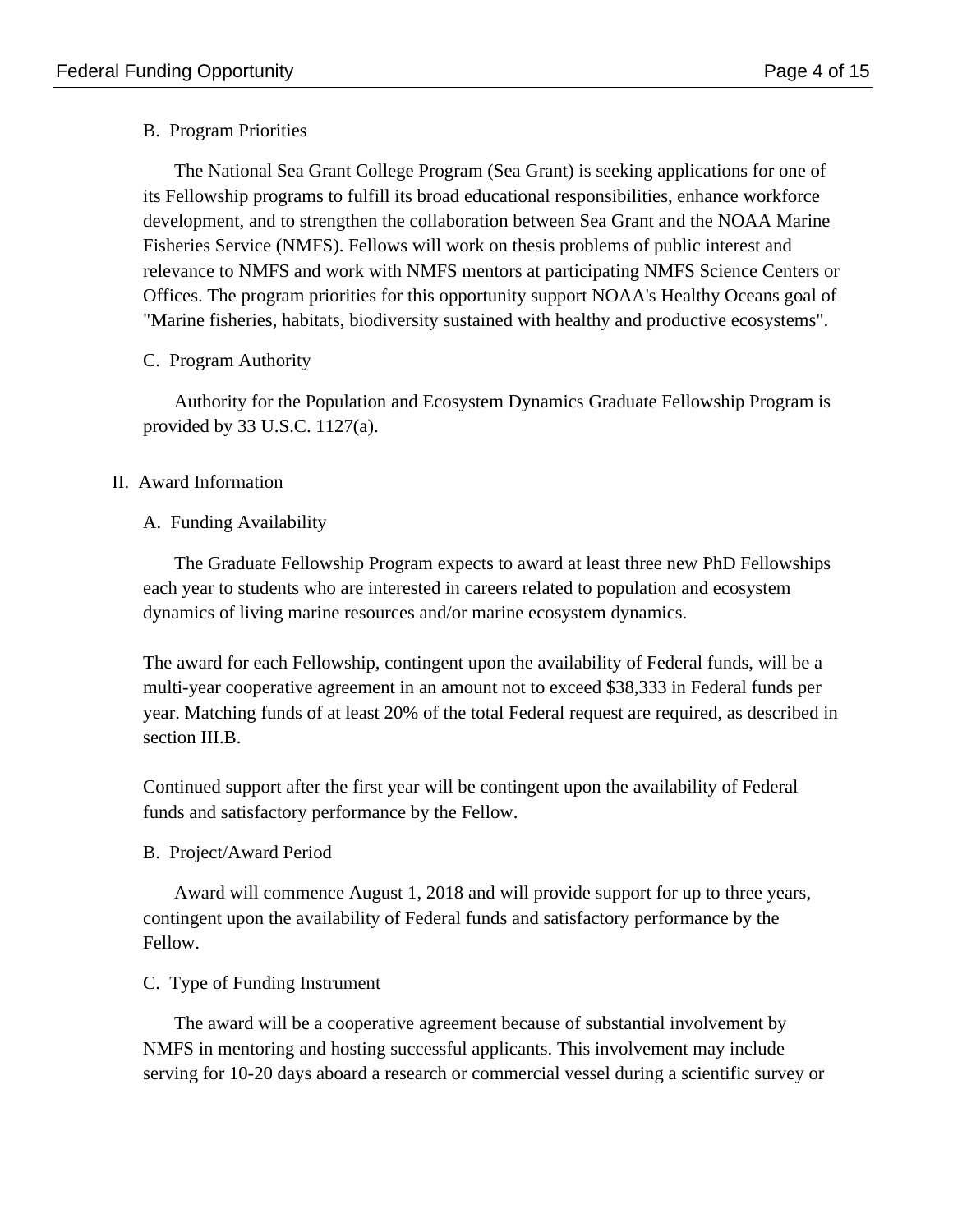### B. Program Priorities

The National Sea Grant College Program (Sea Grant) is seeking applications for one of its Fellowship programs to fulfill its broad educational responsibilities, enhance workforce development, and to strengthen the collaboration between Sea Grant and the NOAA Marine Fisheries Service (NMFS). Fellows will work on thesis problems of public interest and relevance to NMFS and work with NMFS mentors at participating NMFS Science Centers or Offices. The program priorities for this opportunity support NOAA's Healthy Oceans goal of "Marine fisheries, habitats, biodiversity sustained with healthy and productive ecosystems".

### C. Program Authority

Authority for the Population and Ecosystem Dynamics Graduate Fellowship Program is provided by 33 U.S.C. 1127(a).

## II. Award Information

### A. Funding Availability

The Graduate Fellowship Program expects to award at least three new PhD Fellowships each year to students who are interested in careers related to population and ecosystem dynamics of living marine resources and/or marine ecosystem dynamics.

The award for each Fellowship, contingent upon the availability of Federal funds, will be a multi-year cooperative agreement in an amount not to exceed $38,333 in Federal funds per year. Matching funds of at least 20% of the total Federal request are required, as described in section III.B.

Continued support after the first year will be contingent upon the availability of Federal funds and satisfactory performance by the Fellow.

### B. Project/Award Period

Award will commence August 1, 2018 and will provide support for up to three years, contingent upon the availability of Federal funds and satisfactory performance by the Fellow.

### C. Type of Funding Instrument

The award will be a cooperative agreement because of substantial involvement by NMFS in mentoring and hosting successful applicants. This involvement may include serving for 10-20 days aboard a research or commercial vessel during a scientific survey or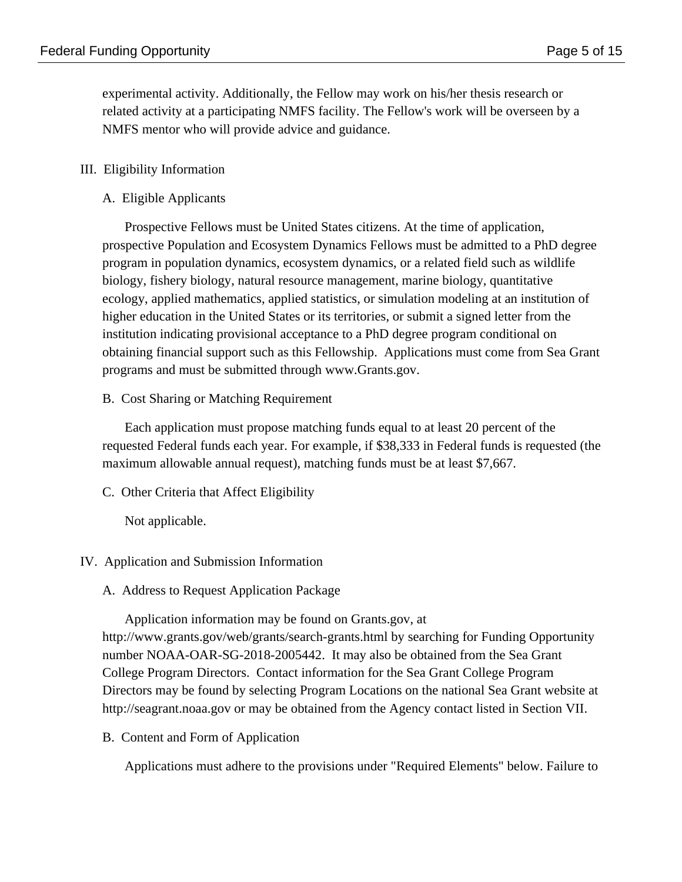experimental activity. Additionally, the Fellow may work on his/her thesis research or related activity at a participating NMFS facility. The Fellow's work will be overseen by a NMFS mentor who will provide advice and guidance.

## III. Eligibility Information

### A. Eligible Applicants

Prospective Fellows must be United States citizens. At the time of application, prospective Population and Ecosystem Dynamics Fellows must be admitted to a PhD degree program in population dynamics, ecosystem dynamics, or a related field such as wildlife biology, fishery biology, natural resource management, marine biology, quantitative ecology, applied mathematics, applied statistics, or simulation modeling at an institution of higher education in the United States or its territories, or submit a signed letter from the institution indicating provisional acceptance to a PhD degree program conditional on obtaining financial support such as this Fellowship. Applications must come from Sea Grant programs and must be submitted through www.Grants.gov.

### B. Cost Sharing or Matching Requirement

Each application must propose matching funds equal to at least 20 percent of the requested Federal funds each year. For example, if $38,333 in Federal funds is requested (the maximum allowable annual request), matching funds must be at least $7,667.

### C. Other Criteria that Affect Eligibility

Not applicable.

## IV. Application and Submission Information

### A. Address to Request Application Package

Application information may be found on Grants.gov, at http://www.grants.gov/web/grants/search-grants.html by searching for Funding Opportunity number NOAA-OAR-SG-2018-2005442. It may also be obtained from the Sea Grant College Program Directors. Contact information for the Sea Grant College Program Directors may be found by selecting Program Locations on the national Sea Grant website at http://seagrant.noaa.gov or may be obtained from the Agency contact listed in Section VII.

### B. Content and Form of Application

Applications must adhere to the provisions under "Required Elements" below. Failure to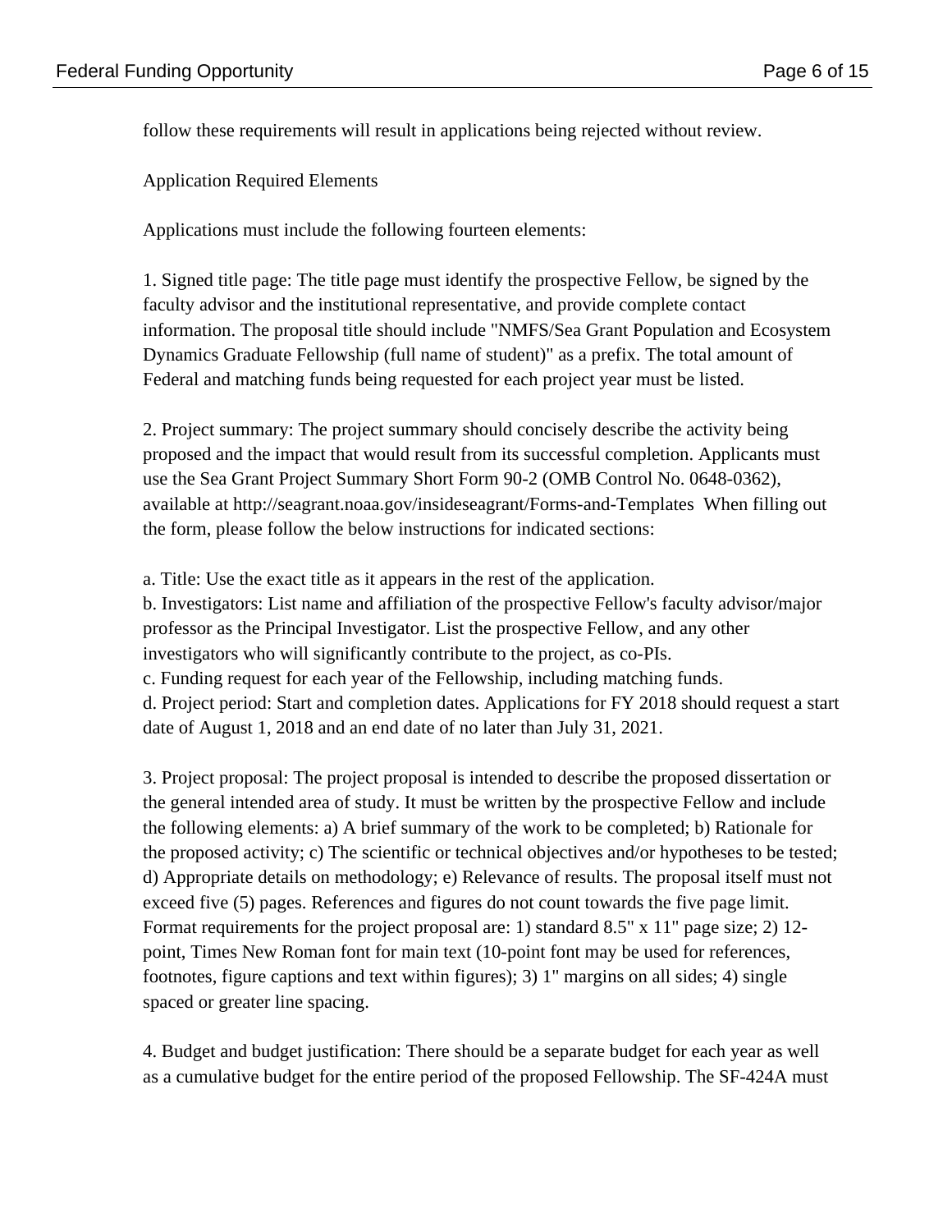follow these requirements will result in applications being rejected without review.

Application Required Elements

Applications must include the following fourteen elements:

1. Signed title page: The title page must identify the prospective Fellow, be signed by the faculty advisor and the institutional representative, and provide complete contact information. The proposal title should include "NMFS/Sea Grant Population and Ecosystem Dynamics Graduate Fellowship (full name of student)" as a prefix. The total amount of Federal and matching funds being requested for each project year must be listed.

2. Project summary: The project summary should concisely describe the activity being proposed and the impact that would result from its successful completion. Applicants must use the Sea Grant Project Summary Short Form 90-2 (OMB Control No. 0648-0362), available at http://seagrant.noaa.gov/insideseagrant/Forms-and-Templates When filling out the form, please follow the below instructions for indicated sections:

a. Title: Use the exact title as it appears in the rest of the application.
b. Investigators: List name and affiliation of the prospective Fellow's faculty advisor/major professor as the Principal Investigator. List the prospective Fellow, and any other investigators who will significantly contribute to the project, as co-PIs.
c. Funding request for each year of the Fellowship, including matching funds.
d. Project period: Start and completion dates. Applications for FY 2018 should request a start date of August 1, 2018 and an end date of no later than July 31, 2021.

3. Project proposal: The project proposal is intended to describe the proposed dissertation or the general intended area of study. It must be written by the prospective Fellow and include the following elements: a) A brief summary of the work to be completed; b) Rationale for the proposed activity; c) The scientific or technical objectives and/or hypotheses to be tested; d) Appropriate details on methodology; e) Relevance of results. The proposal itself must not exceed five (5) pages. References and figures do not count towards the five page limit. Format requirements for the project proposal are: 1) standard 8.5" x 11" page size; 2) 12-point, Times New Roman font for main text (10-point font may be used for references, footnotes, figure captions and text within figures); 3) 1" margins on all sides; 4) single spaced or greater line spacing.

4. Budget and budget justification: There should be a separate budget for each year as well as a cumulative budget for the entire period of the proposed Fellowship. The SF-424A must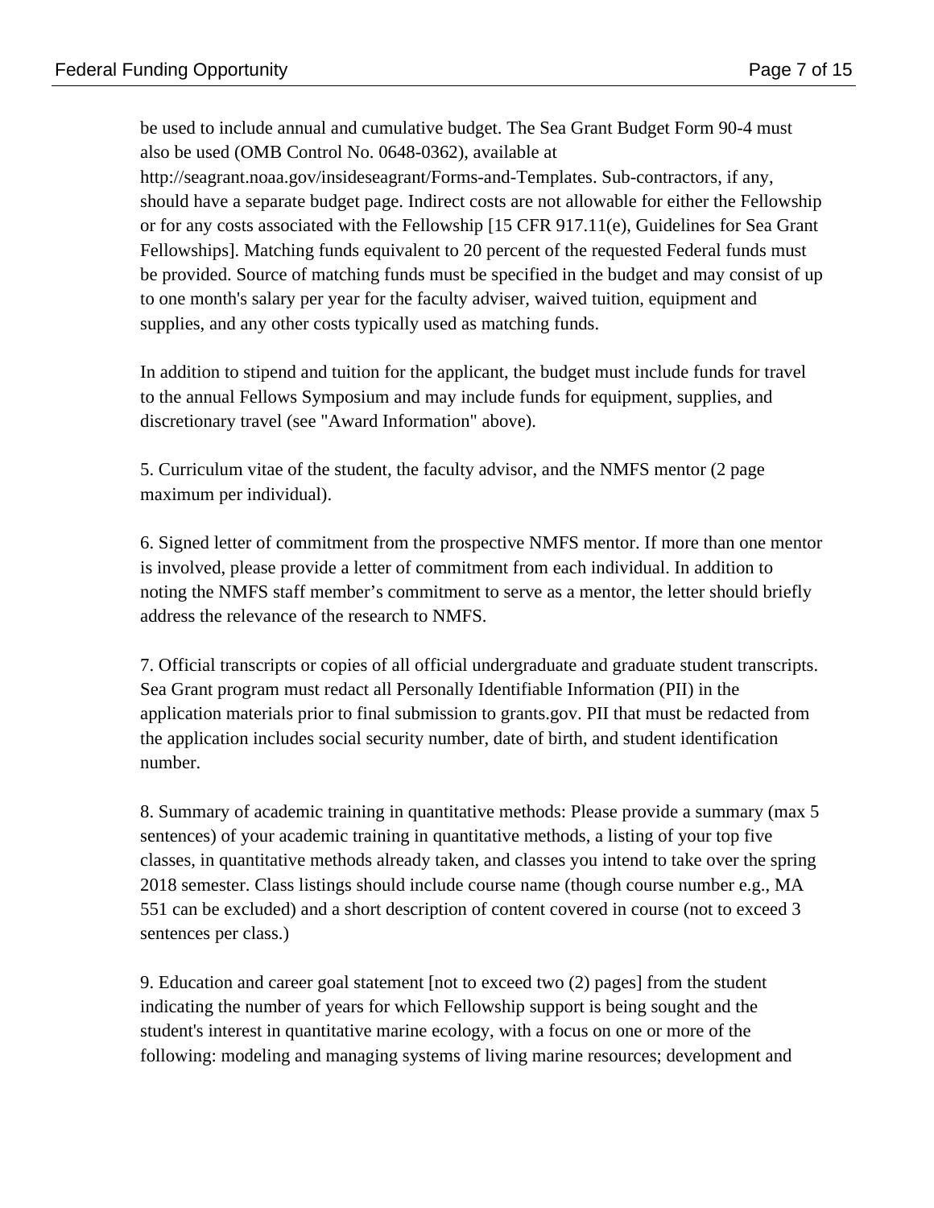be used to include annual and cumulative budget. The Sea Grant Budget Form 90-4 must also be used (OMB Control No. 0648-0362), available at http://seagrant.noaa.gov/insideseagrant/Forms-and-Templates. Sub-contractors, if any, should have a separate budget page. Indirect costs are not allowable for either the Fellowship or for any costs associated with the Fellowship [15 CFR 917.11(e), Guidelines for Sea Grant Fellowships]. Matching funds equivalent to 20 percent of the requested Federal funds must be provided. Source of matching funds must be specified in the budget and may consist of up to one month's salary per year for the faculty adviser, waived tuition, equipment and supplies, and any other costs typically used as matching funds.

In addition to stipend and tuition for the applicant, the budget must include funds for travel to the annual Fellows Symposium and may include funds for equipment, supplies, and discretionary travel (see "Award Information" above).

5. Curriculum vitae of the student, the faculty advisor, and the NMFS mentor (2 page maximum per individual).

6. Signed letter of commitment from the prospective NMFS mentor. If more than one mentor is involved, please provide a letter of commitment from each individual. In addition to noting the NMFS staff member's commitment to serve as a mentor, the letter should briefly address the relevance of the research to NMFS.

7. Official transcripts or copies of all official undergraduate and graduate student transcripts. Sea Grant program must redact all Personally Identifiable Information (PII) in the application materials prior to final submission to grants.gov. PII that must be redacted from the application includes social security number, date of birth, and student identification number.

8. Summary of academic training in quantitative methods: Please provide a summary (max 5 sentences) of your academic training in quantitative methods, a listing of your top five classes, in quantitative methods already taken, and classes you intend to take over the spring 2018 semester. Class listings should include course name (though course number e.g., MA 551 can be excluded) and a short description of content covered in course (not to exceed 3 sentences per class.)

9. Education and career goal statement [not to exceed two (2) pages] from the student indicating the number of years for which Fellowship support is being sought and the student's interest in quantitative marine ecology, with a focus on one or more of the following: modeling and managing systems of living marine resources; development and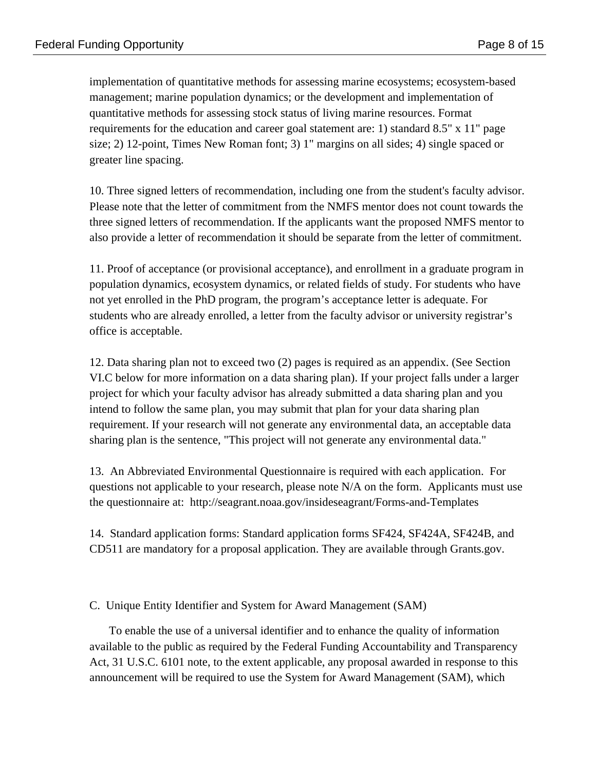implementation of quantitative methods for assessing marine ecosystems; ecosystem-based management; marine population dynamics; or the development and implementation of quantitative methods for assessing stock status of living marine resources. Format requirements for the education and career goal statement are: 1) standard 8.5" x 11" page size; 2) 12-point, Times New Roman font; 3) 1" margins on all sides; 4) single spaced or greater line spacing.

10. Three signed letters of recommendation, including one from the student's faculty advisor. Please note that the letter of commitment from the NMFS mentor does not count towards the three signed letters of recommendation. If the applicants want the proposed NMFS mentor to also provide a letter of recommendation it should be separate from the letter of commitment.

11. Proof of acceptance (or provisional acceptance), and enrollment in a graduate program in population dynamics, ecosystem dynamics, or related fields of study. For students who have not yet enrolled in the PhD program, the program's acceptance letter is adequate. For students who are already enrolled, a letter from the faculty advisor or university registrar's office is acceptable.

12. Data sharing plan not to exceed two (2) pages is required as an appendix. (See Section VI.C below for more information on a data sharing plan). If your project falls under a larger project for which your faculty advisor has already submitted a data sharing plan and you intend to follow the same plan, you may submit that plan for your data sharing plan requirement. If your research will not generate any environmental data, an acceptable data sharing plan is the sentence, "This project will not generate any environmental data."

13. An Abbreviated Environmental Questionnaire is required with each application. For questions not applicable to your research, please note N/A on the form. Applicants must use the questionnaire at: http://seagrant.noaa.gov/insideseagrant/Forms-and-Templates

14. Standard application forms: Standard application forms SF424, SF424A, SF424B, and CD511 are mandatory for a proposal application. They are available through Grants.gov.

C. Unique Entity Identifier and System for Award Management (SAM)

To enable the use of a universal identifier and to enhance the quality of information available to the public as required by the Federal Funding Accountability and Transparency Act, 31 U.S.C. 6101 note, to the extent applicable, any proposal awarded in response to this announcement will be required to use the System for Award Management (SAM), which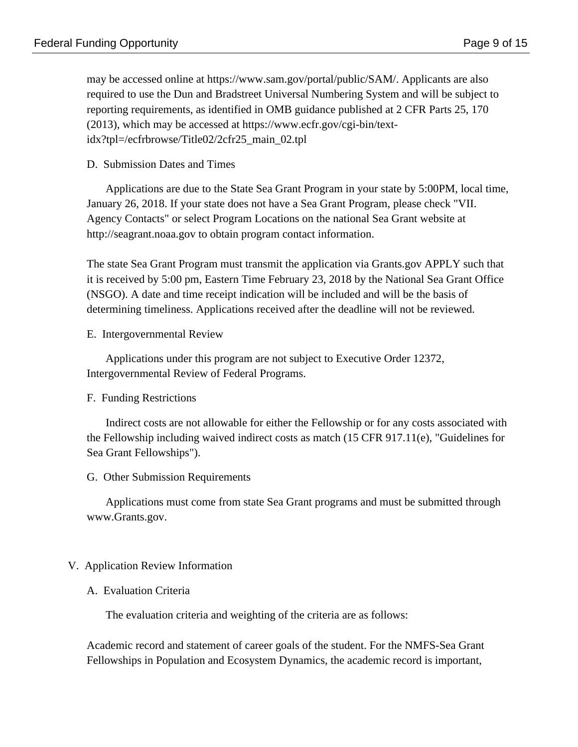may be accessed online at https://www.sam.gov/portal/public/SAM/. Applicants are also required to use the Dun and Bradstreet Universal Numbering System and will be subject to reporting requirements, as identified in OMB guidance published at 2 CFR Parts 25, 170 (2013), which may be accessed at https://www.ecfr.gov/cgi-bin/text-idx?tpl=/ecfrbrowse/Title02/2cfr25_main_02.tpl

### D. Submission Dates and Times

Applications are due to the State Sea Grant Program in your state by 5:00PM, local time, January 26, 2018. If your state does not have a Sea Grant Program, please check "VII. Agency Contacts" or select Program Locations on the national Sea Grant website at http://seagrant.noaa.gov to obtain program contact information.

The state Sea Grant Program must transmit the application via Grants.gov APPLY such that it is received by 5:00 pm, Eastern Time February 23, 2018 by the National Sea Grant Office (NSGO). A date and time receipt indication will be included and will be the basis of determining timeliness. Applications received after the deadline will not be reviewed.

### E. Intergovernmental Review

Applications under this program are not subject to Executive Order 12372, Intergovernmental Review of Federal Programs.

### F. Funding Restrictions

Indirect costs are not allowable for either the Fellowship or for any costs associated with the Fellowship including waived indirect costs as match (15 CFR 917.11(e), "Guidelines for Sea Grant Fellowships").

### G. Other Submission Requirements

Applications must come from state Sea Grant programs and must be submitted through www.Grants.gov.

## V. Application Review Information

### A. Evaluation Criteria

The evaluation criteria and weighting of the criteria are as follows:

Academic record and statement of career goals of the student. For the NMFS-Sea Grant Fellowships in Population and Ecosystem Dynamics, the academic record is important,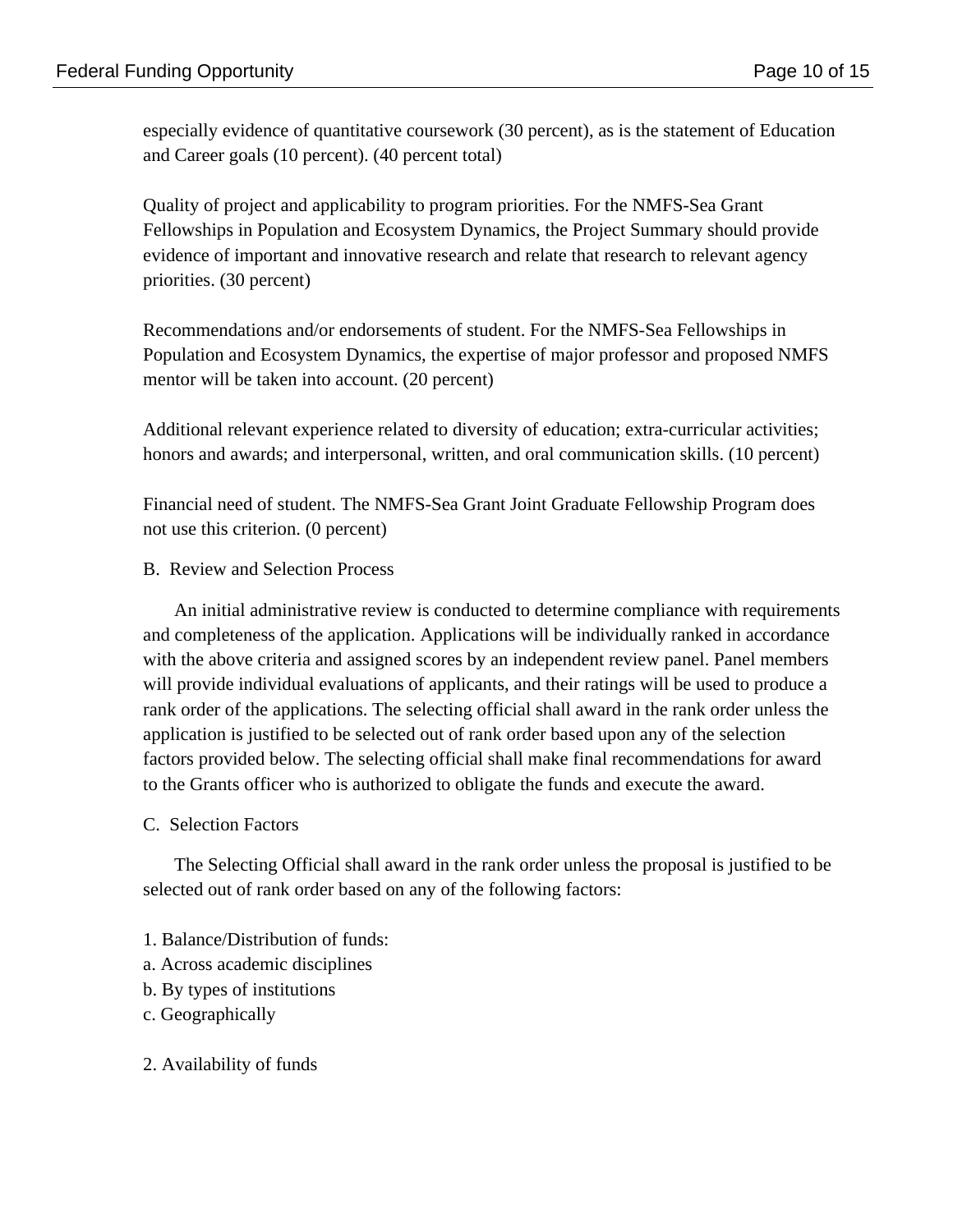especially evidence of quantitative coursework (30 percent), as is the statement of Education and Career goals (10 percent). (40 percent total)

Quality of project and applicability to program priorities. For the NMFS-Sea Grant Fellowships in Population and Ecosystem Dynamics, the Project Summary should provide evidence of important and innovative research and relate that research to relevant agency priorities. (30 percent)

Recommendations and/or endorsements of student. For the NMFS-Sea Fellowships in Population and Ecosystem Dynamics, the expertise of major professor and proposed NMFS mentor will be taken into account. (20 percent)

Additional relevant experience related to diversity of education; extra-curricular activities; honors and awards; and interpersonal, written, and oral communication skills. (10 percent)

Financial need of student. The NMFS-Sea Grant Joint Graduate Fellowship Program does not use this criterion. (0 percent)

B. Review and Selection Process

An initial administrative review is conducted to determine compliance with requirements and completeness of the application. Applications will be individually ranked in accordance with the above criteria and assigned scores by an independent review panel. Panel members will provide individual evaluations of applicants, and their ratings will be used to produce a rank order of the applications. The selecting official shall award in the rank order unless the application is justified to be selected out of rank order based upon any of the selection factors provided below. The selecting official shall make final recommendations for award to the Grants officer who is authorized to obligate the funds and execute the award.

C. Selection Factors

The Selecting Official shall award in the rank order unless the proposal is justified to be selected out of rank order based on any of the following factors:

1. Balance/Distribution of funds:
a. Across academic disciplines
b. By types of institutions
c. Geographically

2. Availability of funds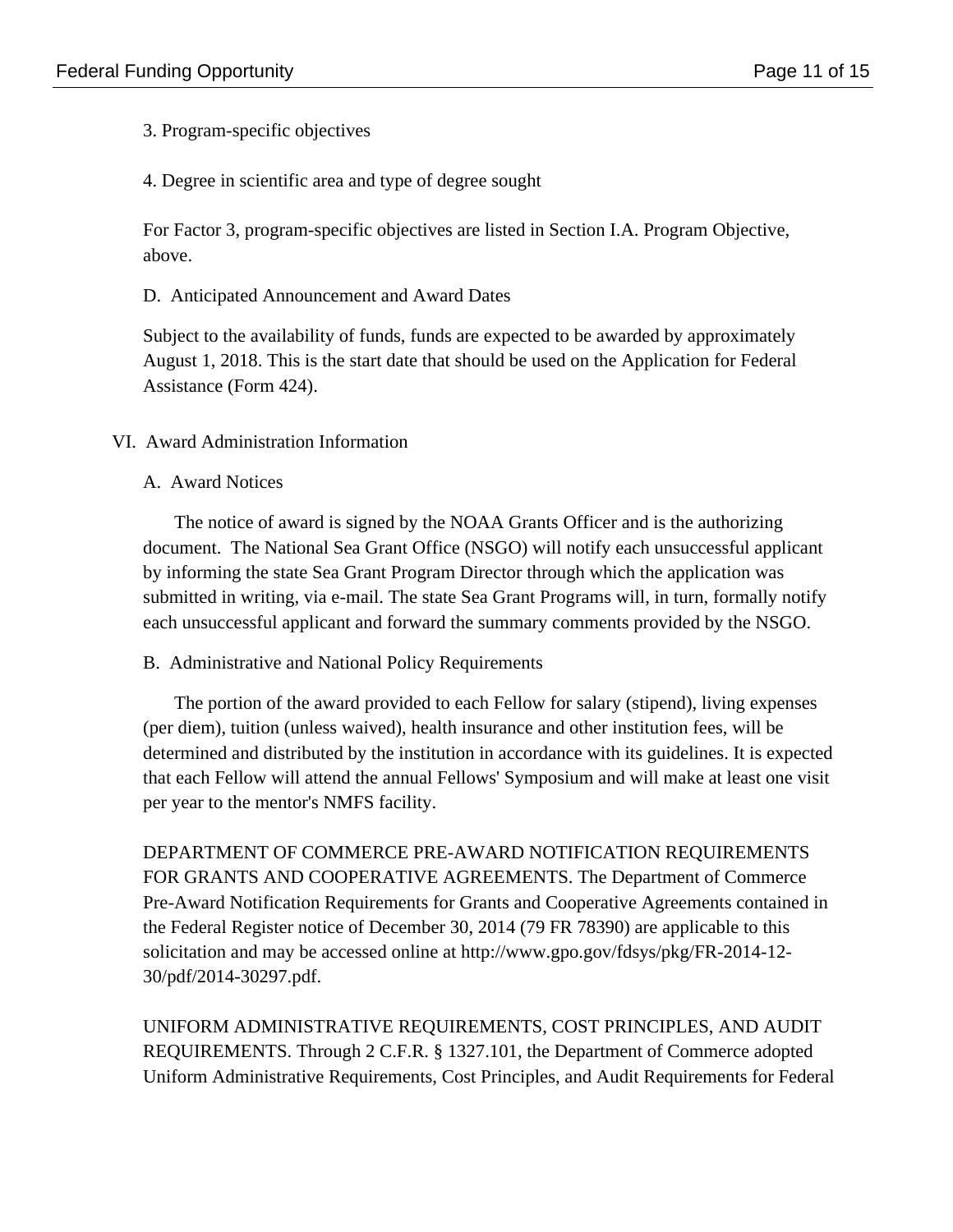3. Program-specific objectives

4. Degree in scientific area and type of degree sought

For Factor 3, program-specific objectives are listed in Section I.A. Program Objective, above.

D. Anticipated Announcement and Award Dates

Subject to the availability of funds, funds are expected to be awarded by approximately August 1, 2018. This is the start date that should be used on the Application for Federal Assistance (Form 424).

## VI. Award Administration Information

A. Award Notices

The notice of award is signed by the NOAA Grants Officer and is the authorizing document. The National Sea Grant Office (NSGO) will notify each unsuccessful applicant by informing the state Sea Grant Program Director through which the application was submitted in writing, via e-mail. The state Sea Grant Programs will, in turn, formally notify each unsuccessful applicant and forward the summary comments provided by the NSGO.

B. Administrative and National Policy Requirements

The portion of the award provided to each Fellow for salary (stipend), living expenses (per diem), tuition (unless waived), health insurance and other institution fees, will be determined and distributed by the institution in accordance with its guidelines. It is expected that each Fellow will attend the annual Fellows' Symposium and will make at least one visit per year to the mentor's NMFS facility.

DEPARTMENT OF COMMERCE PRE-AWARD NOTIFICATION REQUIREMENTS FOR GRANTS AND COOPERATIVE AGREEMENTS. The Department of Commerce Pre-Award Notification Requirements for Grants and Cooperative Agreements contained in the Federal Register notice of December 30, 2014 (79 FR 78390) are applicable to this solicitation and may be accessed online at http://www.gpo.gov/fdsys/pkg/FR-2014-12-30/pdf/2014-30297.pdf.

UNIFORM ADMINISTRATIVE REQUIREMENTS, COST PRINCIPLES, AND AUDIT REQUIREMENTS. Through 2 C.F.R. § 1327.101, the Department of Commerce adopted Uniform Administrative Requirements, Cost Principles, and Audit Requirements for Federal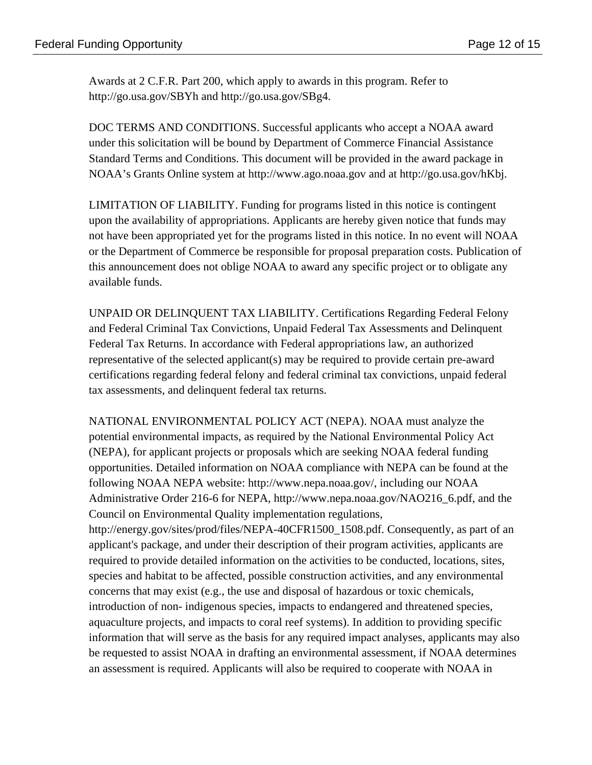Awards at 2 C.F.R. Part 200, which apply to awards in this program. Refer to http://go.usa.gov/SBYh and http://go.usa.gov/SBg4.

DOC TERMS AND CONDITIONS. Successful applicants who accept a NOAA award under this solicitation will be bound by Department of Commerce Financial Assistance Standard Terms and Conditions. This document will be provided in the award package in NOAA's Grants Online system at http://www.ago.noaa.gov and at http://go.usa.gov/hKbj.

LIMITATION OF LIABILITY. Funding for programs listed in this notice is contingent upon the availability of appropriations. Applicants are hereby given notice that funds may not have been appropriated yet for the programs listed in this notice. In no event will NOAA or the Department of Commerce be responsible for proposal preparation costs. Publication of this announcement does not oblige NOAA to award any specific project or to obligate any available funds.

UNPAID OR DELINQUENT TAX LIABILITY. Certifications Regarding Federal Felony and Federal Criminal Tax Convictions, Unpaid Federal Tax Assessments and Delinquent Federal Tax Returns. In accordance with Federal appropriations law, an authorized representative of the selected applicant(s) may be required to provide certain pre-award certifications regarding federal felony and federal criminal tax convictions, unpaid federal tax assessments, and delinquent federal tax returns.

NATIONAL ENVIRONMENTAL POLICY ACT (NEPA). NOAA must analyze the potential environmental impacts, as required by the National Environmental Policy Act (NEPA), for applicant projects or proposals which are seeking NOAA federal funding opportunities. Detailed information on NOAA compliance with NEPA can be found at the following NOAA NEPA website: http://www.nepa.noaa.gov/, including our NOAA Administrative Order 216-6 for NEPA, http://www.nepa.noaa.gov/NAO216_6.pdf, and the Council on Environmental Quality implementation regulations, http://energy.gov/sites/prod/files/NEPA-40CFR1500_1508.pdf. Consequently, as part of an applicant's package, and under their description of their program activities, applicants are required to provide detailed information on the activities to be conducted, locations, sites, species and habitat to be affected, possible construction activities, and any environmental concerns that may exist (e.g., the use and disposal of hazardous or toxic chemicals, introduction of non- indigenous species, impacts to endangered and threatened species, aquaculture projects, and impacts to coral reef systems). In addition to providing specific information that will serve as the basis for any required impact analyses, applicants may also be requested to assist NOAA in drafting an environmental assessment, if NOAA determines an assessment is required. Applicants will also be required to cooperate with NOAA in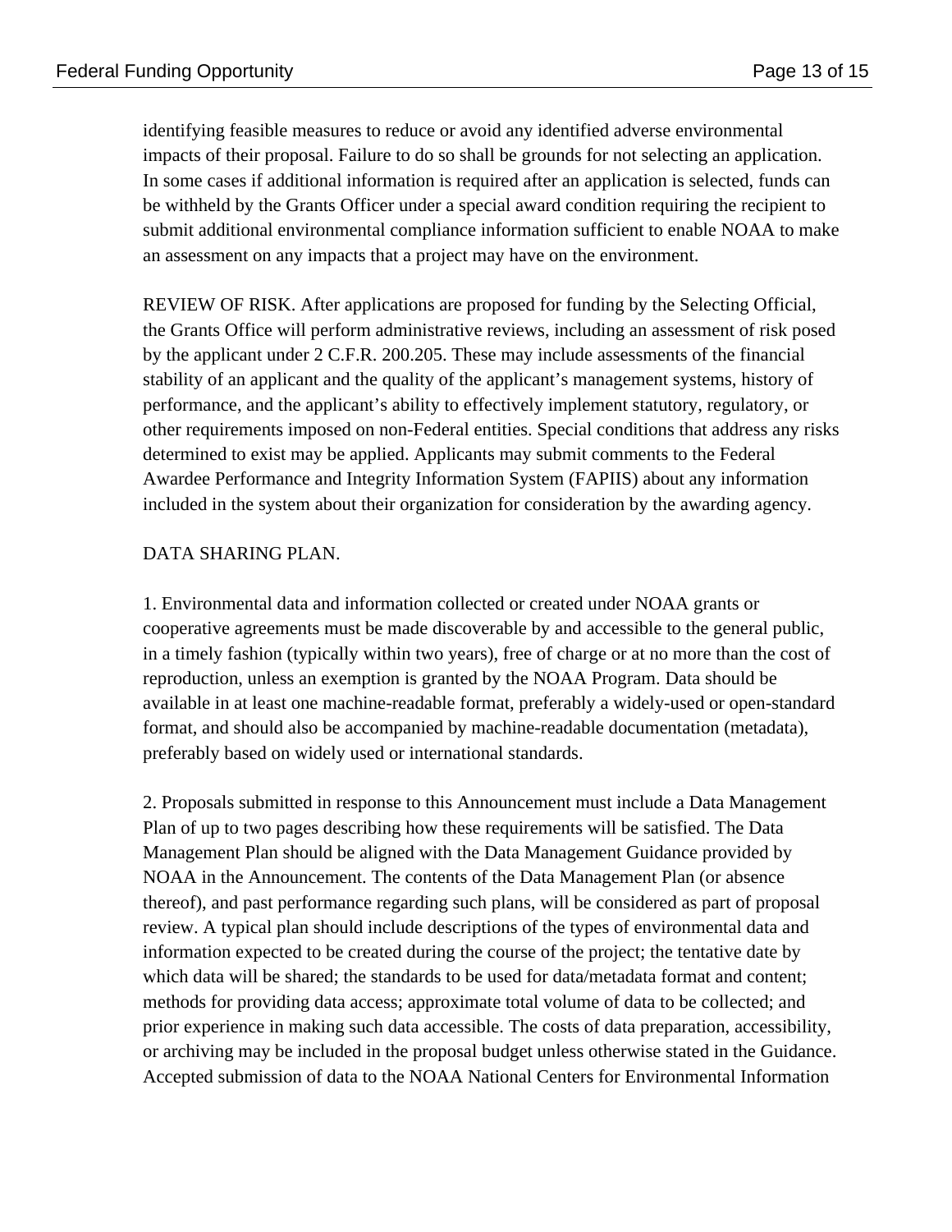identifying feasible measures to reduce or avoid any identified adverse environmental impacts of their proposal. Failure to do so shall be grounds for not selecting an application. In some cases if additional information is required after an application is selected, funds can be withheld by the Grants Officer under a special award condition requiring the recipient to submit additional environmental compliance information sufficient to enable NOAA to make an assessment on any impacts that a project may have on the environment.

REVIEW OF RISK. After applications are proposed for funding by the Selecting Official, the Grants Office will perform administrative reviews, including an assessment of risk posed by the applicant under 2 C.F.R. 200.205. These may include assessments of the financial stability of an applicant and the quality of the applicant's management systems, history of performance, and the applicant's ability to effectively implement statutory, regulatory, or other requirements imposed on non-Federal entities. Special conditions that address any risks determined to exist may be applied. Applicants may submit comments to the Federal Awardee Performance and Integrity Information System (FAPIIS) about any information included in the system about their organization for consideration by the awarding agency.

DATA SHARING PLAN.

1. Environmental data and information collected or created under NOAA grants or cooperative agreements must be made discoverable by and accessible to the general public, in a timely fashion (typically within two years), free of charge or at no more than the cost of reproduction, unless an exemption is granted by the NOAA Program. Data should be available in at least one machine-readable format, preferably a widely-used or open-standard format, and should also be accompanied by machine-readable documentation (metadata), preferably based on widely used or international standards.

2. Proposals submitted in response to this Announcement must include a Data Management Plan of up to two pages describing how these requirements will be satisfied. The Data Management Plan should be aligned with the Data Management Guidance provided by NOAA in the Announcement. The contents of the Data Management Plan (or absence thereof), and past performance regarding such plans, will be considered as part of proposal review. A typical plan should include descriptions of the types of environmental data and information expected to be created during the course of the project; the tentative date by which data will be shared; the standards to be used for data/metadata format and content; methods for providing data access; approximate total volume of data to be collected; and prior experience in making such data accessible. The costs of data preparation, accessibility, or archiving may be included in the proposal budget unless otherwise stated in the Guidance. Accepted submission of data to the NOAA National Centers for Environmental Information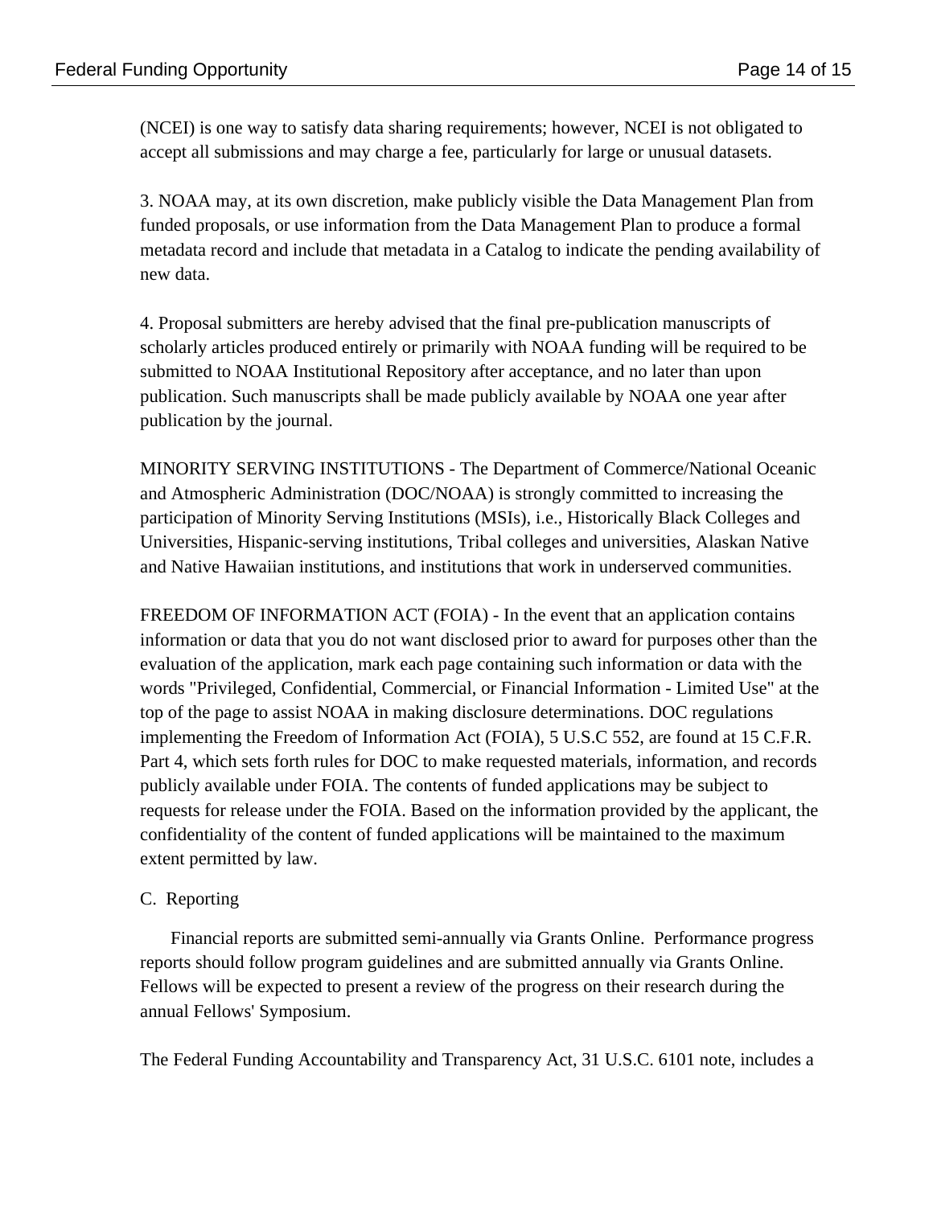(NCEI) is one way to satisfy data sharing requirements; however, NCEI is not obligated to accept all submissions and may charge a fee, particularly for large or unusual datasets.

3. NOAA may, at its own discretion, make publicly visible the Data Management Plan from funded proposals, or use information from the Data Management Plan to produce a formal metadata record and include that metadata in a Catalog to indicate the pending availability of new data.

4. Proposal submitters are hereby advised that the final pre-publication manuscripts of scholarly articles produced entirely or primarily with NOAA funding will be required to be submitted to NOAA Institutional Repository after acceptance, and no later than upon publication. Such manuscripts shall be made publicly available by NOAA one year after publication by the journal.

MINORITY SERVING INSTITUTIONS - The Department of Commerce/National Oceanic and Atmospheric Administration (DOC/NOAA) is strongly committed to increasing the participation of Minority Serving Institutions (MSIs), i.e., Historically Black Colleges and Universities, Hispanic-serving institutions, Tribal colleges and universities, Alaskan Native and Native Hawaiian institutions, and institutions that work in underserved communities.

FREEDOM OF INFORMATION ACT (FOIA) - In the event that an application contains information or data that you do not want disclosed prior to award for purposes other than the evaluation of the application, mark each page containing such information or data with the words "Privileged, Confidential, Commercial, or Financial Information - Limited Use" at the top of the page to assist NOAA in making disclosure determinations. DOC regulations implementing the Freedom of Information Act (FOIA), 5 U.S.C 552, are found at 15 C.F.R. Part 4, which sets forth rules for DOC to make requested materials, information, and records publicly available under FOIA. The contents of funded applications may be subject to requests for release under the FOIA. Based on the information provided by the applicant, the confidentiality of the content of funded applications will be maintained to the maximum extent permitted by law.

C. Reporting

Financial reports are submitted semi-annually via Grants Online. Performance progress reports should follow program guidelines and are submitted annually via Grants Online. Fellows will be expected to present a review of the progress on their research during the annual Fellows' Symposium.

The Federal Funding Accountability and Transparency Act, 31 U.S.C. 6101 note, includes a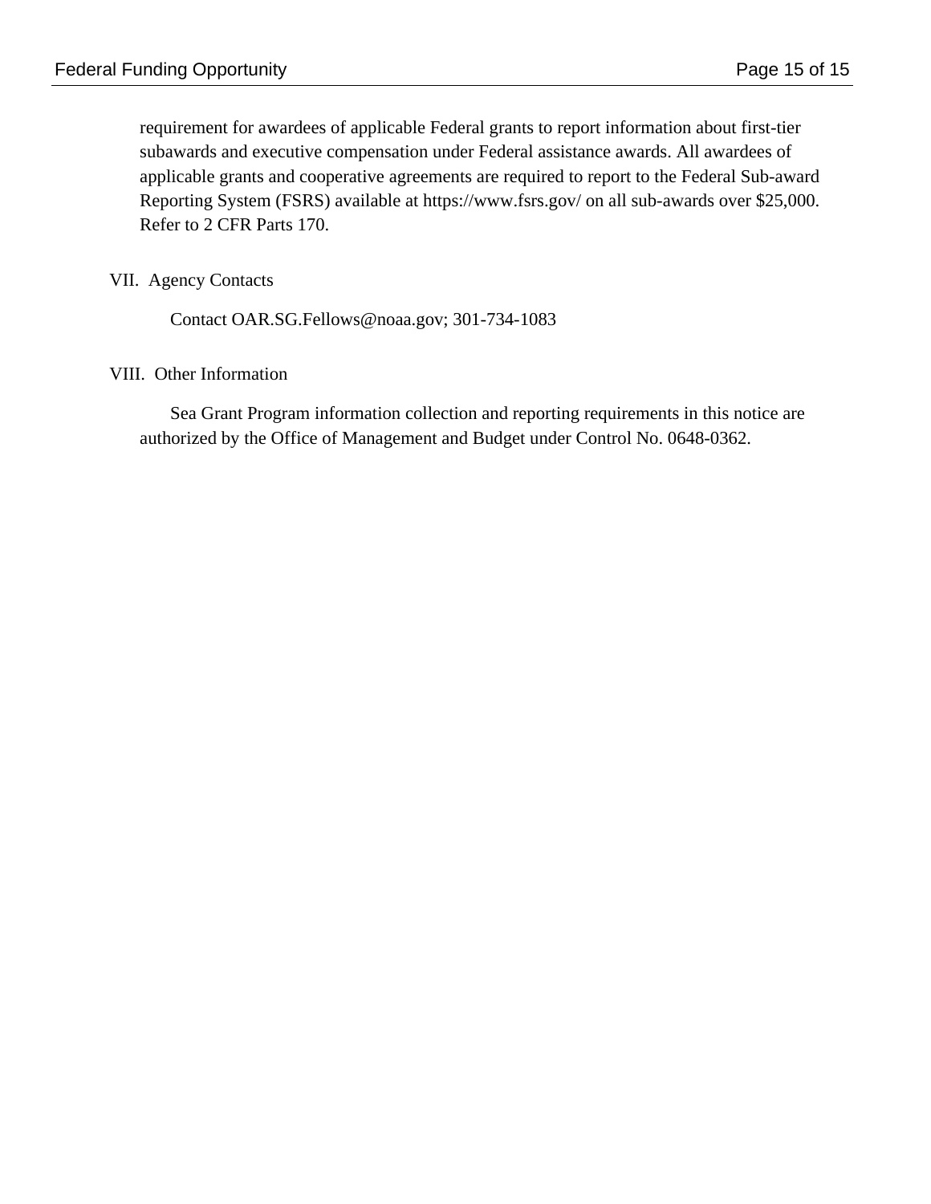requirement for awardees of applicable Federal grants to report information about first-tier subawards and executive compensation under Federal assistance awards. All awardees of applicable grants and cooperative agreements are required to report to the Federal Sub-award Reporting System (FSRS) available at https://www.fsrs.gov/ on all sub-awards over $25,000. Refer to 2 CFR Parts 170.

## VII. Agency Contacts

Contact OAR.SG.Fellows@noaa.gov; 301-734-1083

## VIII. Other Information

Sea Grant Program information collection and reporting requirements in this notice are authorized by the Office of Management and Budget under Control No. 0648-0362.